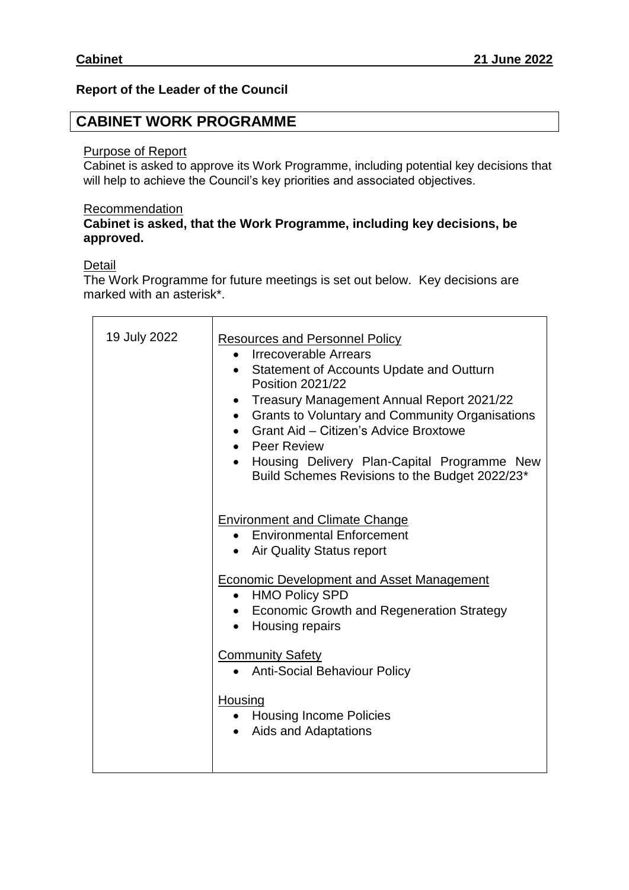**Cabinet** **21 June 2022**

**Report of the Leader of the Council**

## CABINET WORK PROGRAMME

Purpose of Report

Cabinet is asked to approve its Work Programme, including potential key decisions that will help to achieve the Council's key priorities and associated objectives.

Recommendation

**Cabinet is asked, that the Work Programme, including key decisions, be approved.**

Detail

The Work Programme for future meetings is set out below. Key decisions are marked with an asterisk*.

| | |
|---|---|
| 19 July 2022 | Resources and Personnel Policy<br>• Irrecoverable Arrears<br>• Statement of Accounts Update and Outturn Position 2021/22<br>• Treasury Management Annual Report 2021/22<br>• Grants to Voluntary and Community Organisations<br>• Grant Aid – Citizen's Advice Broxtowe<br>• Peer Review<br>• Housing Delivery Plan-Capital Programme New Build Schemes Revisions to the Budget 2022/23*<br><br>Environment and Climate Change<br>• Environmental Enforcement<br>• Air Quality Status report<br><br>Economic Development and Asset Management<br>• HMO Policy SPD<br>• Economic Growth and Regeneration Strategy<br>• Housing repairs<br><br>Community Safety<br>• Anti-Social Behaviour Policy<br><br>Housing<br>• Housing Income Policies<br>• Aids and Adaptations |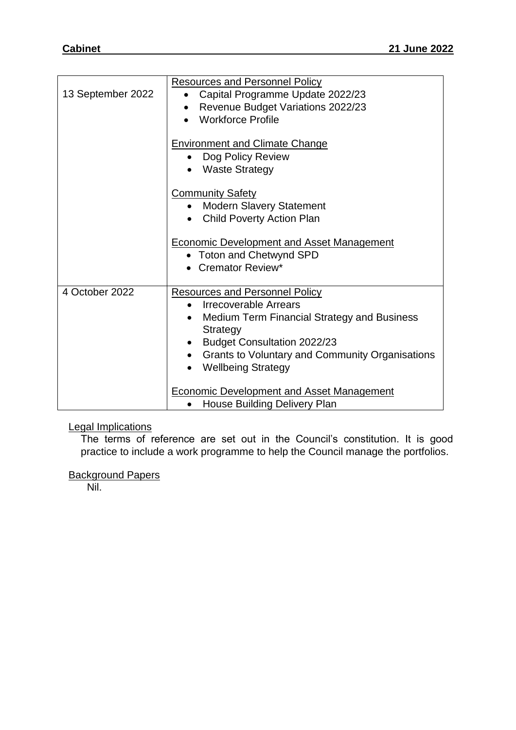| | |
|---|---|
| 13 September 2022 | Resources and Personnel Policy<br>• Capital Programme Update 2022/23<br>• Revenue Budget Variations 2022/23<br>• Workforce Profile<br><br>Environment and Climate Change<br>• Dog Policy Review<br>• Waste Strategy<br><br>Community Safety<br>• Modern Slavery Statement<br>• Child Poverty Action Plan<br><br>Economic Development and Asset Management<br>• Toton and Chetwynd SPD<br>• Cremator Review* |
| 4 October 2022 | Resources and Personnel Policy<br>• Irrecoverable Arrears<br>• Medium Term Financial Strategy and Business Strategy<br>• Budget Consultation 2022/23<br>• Grants to Voluntary and Community Organisations<br>• Wellbeing Strategy<br><br>Economic Development and Asset Management<br>• House Building Delivery Plan |

Legal Implications

The terms of reference are set out in the Council's constitution. It is good practice to include a work programme to help the Council manage the portfolios.

Background Papers

Nil.